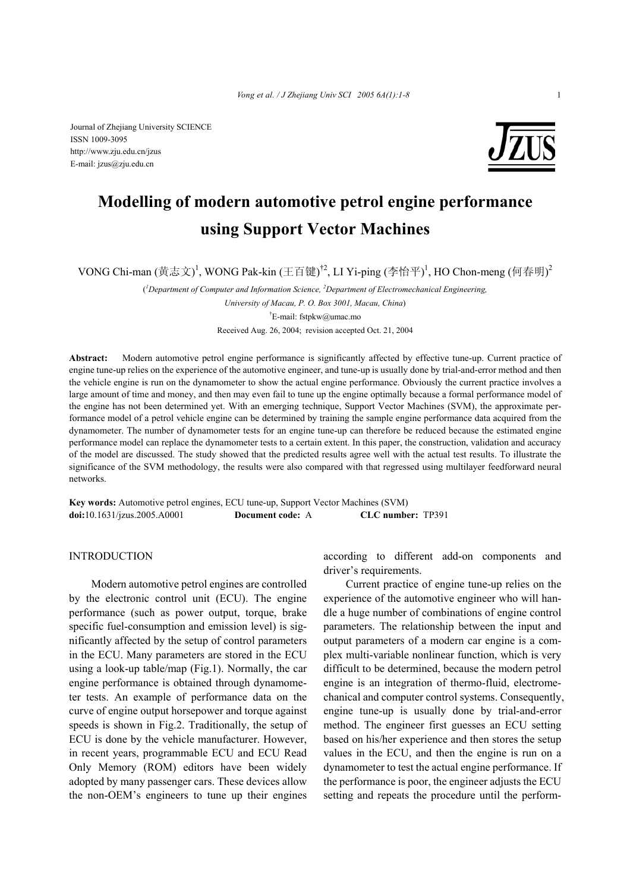Journal of Zhejiang University SCIENCE
ISSN 1009-3095
http://www.zju.edu.cn/jzus
E-mail: jzus@zju.edu.cn

# Modelling of modern automotive petrol engine performance using Support Vector Machines

VONG Chi-man (黄志文)[1], WONG Pak-kin (王百键)[†2], LI Yi-ping (李怡平)[1], HO Chon-meng (何春明)[2]

([1]Department of Computer and Information Science, [2]Department of Electromechanical Engineering, University of Macau, P. O. Box 3001, Macau, China)

[†]E-mail: fstpkw@umac.mo

Received Aug. 26, 2004; revision accepted Oct. 21, 2004

**Abstract:** Modern automotive petrol engine performance is significantly affected by effective tune-up. Current practice of engine tune-up relies on the experience of the automotive engineer, and tune-up is usually done by trial-and-error method and then the vehicle engine is run on the dynamometer to show the actual engine performance. Obviously the current practice involves a large amount of time and money, and then may even fail to tune up the engine optimally because a formal performance model of the engine has not been determined yet. With an emerging technique, Support Vector Machines (SVM), the approximate performance model of a petrol vehicle engine can be determined by training the sample engine performance data acquired from the dynamometer. The number of dynamometer tests for an engine tune-up can therefore be reduced because the estimated engine performance model can replace the dynamometer tests to a certain extent. In this paper, the construction, validation and accuracy of the model are discussed. The study showed that the predicted results agree well with the actual test results. To illustrate the significance of the SVM methodology, the results were also compared with that regressed using multilayer feedforward neural networks.

**Key words:** Automotive petrol engines, ECU tune-up, Support Vector Machines (SVM)
**doi:**10.1631/jzus.2005.A0001 **Document code:** A **CLC number:** TP391

## INTRODUCTION

Modern automotive petrol engines are controlled by the electronic control unit (ECU). The engine performance (such as power output, torque, brake specific fuel-consumption and emission level) is significantly affected by the setup of control parameters in the ECU. Many parameters are stored in the ECU using a look-up table/map (Fig.1). Normally, the car engine performance is obtained through dynamometer tests. An example of performance data on the curve of engine output horsepower and torque against speeds is shown in Fig.2. Traditionally, the setup of ECU is done by the vehicle manufacturer. However, in recent years, programmable ECU and ECU Read Only Memory (ROM) editors have been widely adopted by many passenger cars. These devices allow the non-OEM's engineers to tune up their engines according to different add-on components and driver's requirements.

Current practice of engine tune-up relies on the experience of the automotive engineer who will handle a huge number of combinations of engine control parameters. The relationship between the input and output parameters of a modern car engine is a complex multi-variable nonlinear function, which is very difficult to be determined, because the modern petrol engine is an integration of thermo-fluid, electromechanical and computer control systems. Consequently, engine tune-up is usually done by trial-and-error method. The engineer first guesses an ECU setting based on his/her experience and then stores the setup values in the ECU, and then the engine is run on a dynamometer to test the actual engine performance. If the performance is poor, the engineer adjusts the ECU setting and repeats the procedure until the perform-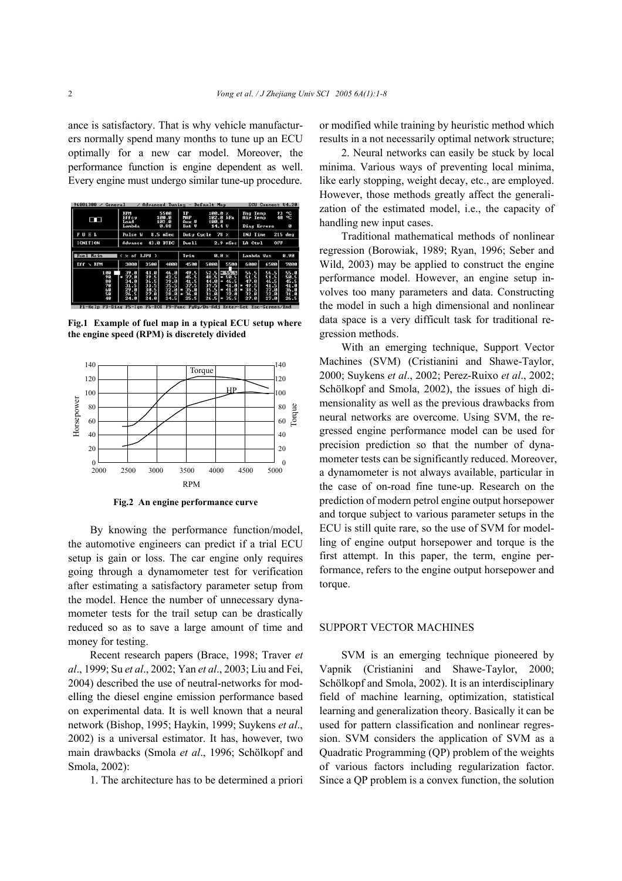ance is satisfactory. That is why vehicle manufacturers normally spend many months to tune up an ECU optimally for a new car model. Moreover, the performance function is engine dependent as well. Every engine must undergo similar tune-up procedure.

**Fig.1 Example of fuel map in a typical ECU setup where the engine speed (RPM) is discretely divided**

**Fig.2 An engine performance curve**

By knowing the performance function/model, the automotive engineers can predict if a trial ECU setup is gain or loss. The car engine only requires going through a dynamometer test for verification after estimating a satisfactory parameter setup from the model. Hence the number of unnecessary dynamometer tests for the trail setup can be drastically reduced so as to save a large amount of time and money for testing.

Recent research papers (Brace, 1998; Traver *et al*., 1999; Su *et al*., 2002; Yan *et al*., 2003; Liu and Fei, 2004) described the use of neutral-networks for modelling the diesel engine emission performance based on experimental data. It is well known that a neural network (Bishop, 1995; Haykin, 1999; Suykens *et al*., 2002) is a universal estimator. It has, however, two main drawbacks (Smola *et al*., 1996; Schölkopf and Smola, 2002):

1. The architecture has to be determined a priori or modified while training by heuristic method which results in a not necessarily optimal network structure;

2. Neural networks can easily be stuck by local minima. Various ways of preventing local minima, like early stopping, weight decay, etc., are employed. However, those methods greatly affect the generalization of the estimated model, i.e., the capacity of handling new input cases.

Traditional mathematical methods of nonlinear regression (Borowiak, 1989; Ryan, 1996; Seber and Wild, 2003) may be applied to construct the engine performance model. However, an engine setup involves too many parameters and data. Constructing the model in such a high dimensional and nonlinear data space is a very difficult task for traditional regression methods.

With an emerging technique, Support Vector Machines (SVM) (Cristianini and Shawe-Taylor, 2000; Suykens *et al*., 2002; Perez-Ruixo *et al*., 2002; Schölkopf and Smola, 2002), the issues of high dimensionality as well as the previous drawbacks from neural networks are overcome. Using SVM, the regressed engine performance model can be used for precision prediction so that the number of dynamometer tests can be significantly reduced. Moreover, a dynamometer is not always available, particular in the case of on-road fine tune-up. Research on the prediction of modern petrol engine output horsepower and torque subject to various parameter setups in the ECU is still quite rare, so the use of SVM for modelling of engine output horsepower and torque is the first attempt. In this paper, the term, engine performance, refers to the engine output horsepower and torque.

## SUPPORT VECTOR MACHINES

SVM is an emerging technique pioneered by Vapnik (Cristianini and Shawe-Taylor, 2000; Schölkopf and Smola, 2002). It is an interdisciplinary field of machine learning, optimization, statistical learning and generalization theory. Basically it can be used for pattern classification and nonlinear regression. SVM considers the application of SVM as a Quadratic Programming (QP) problem of the weights of various factors including regularization factor. Since a QP problem is a convex function, the solution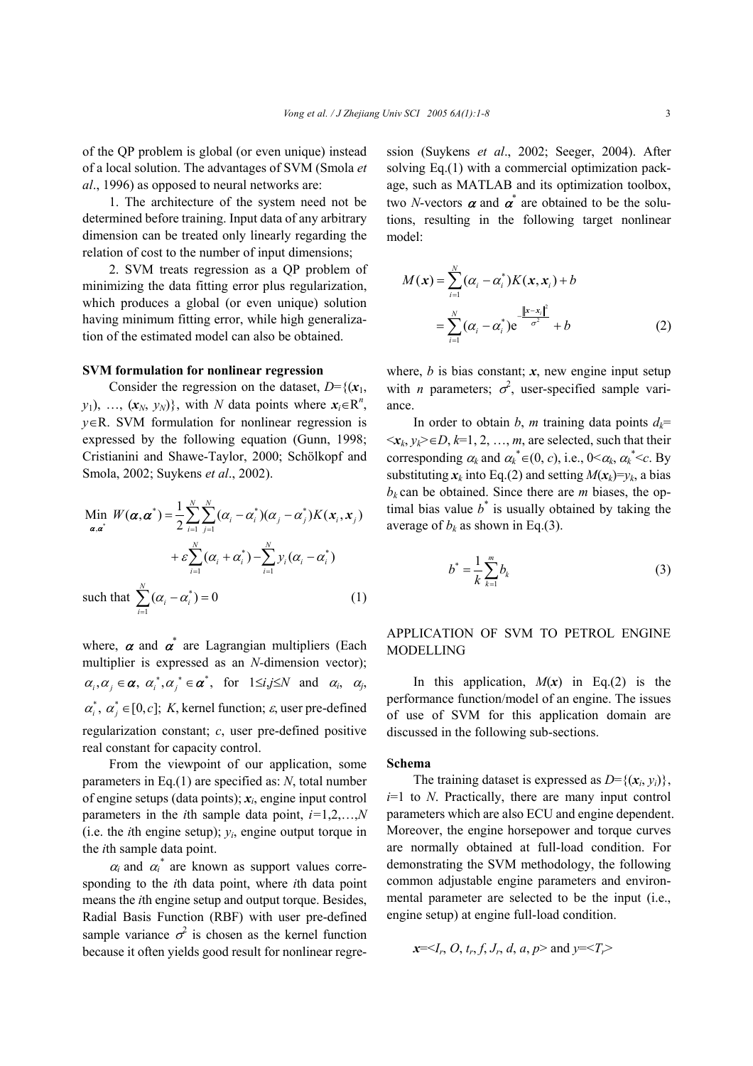of the QP problem is global (or even unique) instead of a local solution. The advantages of SVM (Smola *et al*., 1996) as opposed to neural networks are:

1. The architecture of the system need not be determined before training. Input data of any arbitrary dimension can be treated only linearly regarding the relation of cost to the number of input dimensions;

2. SVM treats regression as a QP problem of minimizing the data fitting error plus regularization, which produces a global (or even unique) solution having minimum fitting error, while high generalization of the estimated model can also be obtained.

**SVM formulation for nonlinear regression**

Consider the regression on the dataset, $D=\{(\boldsymbol{x}_1, y_1), \ldots, (\boldsymbol{x}_N, y_N)\}$, with $N$ data points where $\boldsymbol{x}_i \in \mathrm{R}^n$, $y \in \mathrm{R}$. SVM formulation for nonlinear regression is expressed by the following equation (Gunn, 1998; Cristianini and Shawe-Taylor, 2000; Schölkopf and Smola, 2002; Suykens *et al*., 2002).

$$\begin{aligned}\min_{\boldsymbol{\alpha},\boldsymbol{\alpha}^*} W(\boldsymbol{\alpha},\boldsymbol{\alpha}^*) &= \frac{1}{2}\sum_{i=1}^{N}\sum_{j=1}^{N}(\alpha_i-\alpha_i^*)(\alpha_j-\alpha_j^*)K(\boldsymbol{x}_i,\boldsymbol{x}_j) \\ &\quad + \varepsilon\sum_{i=1}^{N}(\alpha_i+\alpha_i^*) - \sum_{i=1}^{N}y_i(\alpha_i-\alpha_i^*) \\ \text{such that } & \sum_{i=1}^{N}(\alpha_i-\alpha_i^*)=0 \end{aligned} \tag{1}$$

where, $\boldsymbol{\alpha}$ and $\boldsymbol{\alpha}^*$ are Lagrangian multipliers (Each multiplier is expressed as an $N$-dimension vector); $\alpha_i, \alpha_j \in \boldsymbol{\alpha}$, $\alpha_i^*, \alpha_j^* \in \boldsymbol{\alpha}^*$, for $1 \le i,j \le N$ and $\alpha_i$, $\alpha_j$, $\alpha_i^*$, $\alpha_j^* \in [0, c]$; $K$, kernel function; $\varepsilon$, user pre-defined regularization constant; $c$, user pre-defined positive real constant for capacity control.

From the viewpoint of our application, some parameters in Eq.(1) are specified as: $N$, total number of engine setups (data points); $\boldsymbol{x}_i$, engine input control parameters in the $i$th sample data point, $i=1,2,\ldots,N$ (i.e. the $i$th engine setup); $y_i$, engine output torque in the $i$th sample data point.

$\alpha_i$ and $\alpha_i^*$ are known as support values corresponding to the $i$th data point, where $i$th data point means the $i$th engine setup and output torque. Besides, Radial Basis Function (RBF) with user pre-defined sample variance $\sigma^2$ is chosen as the kernel function because it often yields good result for nonlinear regression (Suykens *et al*., 2002; Seeger, 2004). After solving Eq.(1) with a commercial optimization package, such as MATLAB and its optimization toolbox, two $N$-vectors $\boldsymbol{\alpha}$ and $\boldsymbol{\alpha}^*$ are obtained to be the solutions, resulting in the following target nonlinear model:

$$\begin{aligned} M(\boldsymbol{x}) &= \sum_{i=1}^{N}(\alpha_i-\alpha_i^*)K(\boldsymbol{x},\boldsymbol{x}_i)+b \\ &= \sum_{i=1}^{N}(\alpha_i-\alpha_i^*)\mathrm{e}^{-\frac{\|\boldsymbol{x}-\boldsymbol{x}_i\|^2}{\sigma^2}}+b \end{aligned} \tag{2}$$

where, $b$ is bias constant; $\boldsymbol{x}$, new engine input setup with $n$ parameters; $\sigma^2$, user-specified sample variance.

In order to obtain $b$, $m$ training data points $d_k = <\boldsymbol{x}_k, y_k> \in D$, $k=1, 2, \ldots, m$, are selected, such that their corresponding $\alpha_k$ and $\alpha_k^* \in (0, c)$, i.e., $0<\alpha_k, \alpha_k^*<c$. By substituting $\boldsymbol{x}_k$ into Eq.(2) and setting $M(\boldsymbol{x}_k)=y_k$, a bias $b_k$ can be obtained. Since there are $m$ biases, the optimal bias value $b^*$ is usually obtained by taking the average of $b_k$ as shown in Eq.(3).

$$b^* = \frac{1}{k}\sum_{k=1}^{m} b_k \tag{3}$$

## APPLICATION OF SVM TO PETROL ENGINE MODELLING

In this application, $M(\boldsymbol{x})$ in Eq.(2) is the performance function/model of an engine. The issues of use of SVM for this application domain are discussed in the following sub-sections.

**Schema**

The training dataset is expressed as $D=\{(\boldsymbol{x}_i, y_i)\}$, $i=1$ to $N$. Practically, there are many input control parameters which are also ECU and engine dependent. Moreover, the engine horsepower and torque curves are normally obtained at full-load condition. For demonstrating the SVM methodology, the following common adjustable engine parameters and environmental parameter are selected to be the input (i.e., engine setup) at engine full-load condition.

$\boldsymbol{x}=<I_r, O, t_r, f, J_r, d, a, p>$ and $y=<T_r>$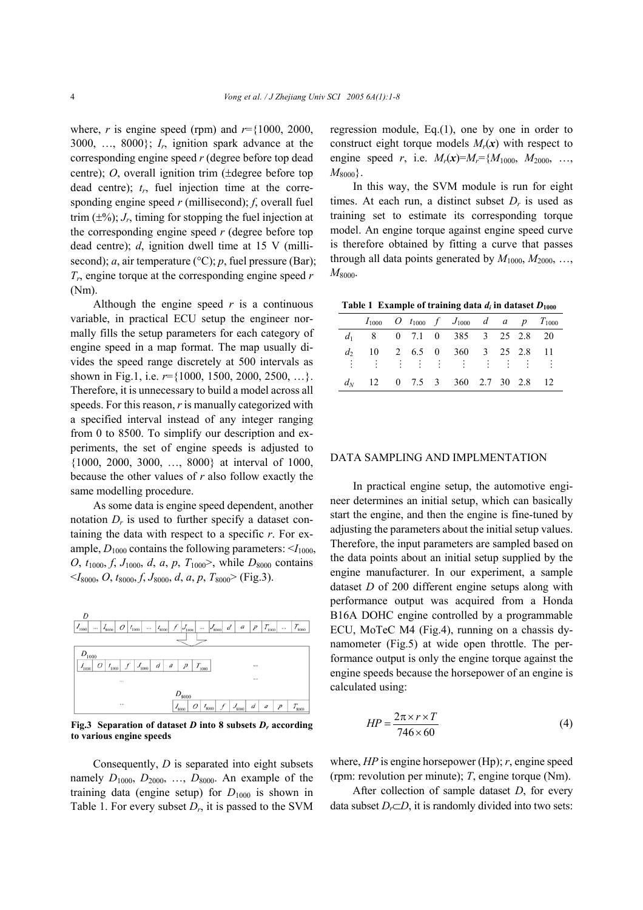where, $r$ is engine speed (rpm) and $r$={1000, 2000, 3000, …, 8000}; $I_r$, ignition spark advance at the corresponding engine speed $r$ (degree before top dead centre); $O$, overall ignition trim (±degree before top dead centre); $t_r$, fuel injection time at the corresponding engine speed $r$ (millisecond); $f$, overall fuel trim (±%); $J_r$, timing for stopping the fuel injection at the corresponding engine speed $r$ (degree before top dead centre); $d$, ignition dwell time at 15 V (millisecond); $a$, air temperature (°C); $p$, fuel pressure (Bar); $T_r$, engine torque at the corresponding engine speed $r$ (Nm).

Although the engine speed $r$ is a continuous variable, in practical ECU setup the engineer normally fills the setup parameters for each category of engine speed in a map format. The map usually divides the speed range discretely at 500 intervals as shown in Fig.1, i.e. $r$={1000, 1500, 2000, 2500, …}. Therefore, it is unnecessary to build a model across all speeds. For this reason, $r$ is manually categorized with a specified interval instead of any integer ranging from 0 to 8500. To simplify our description and experiments, the set of engine speeds is adjusted to {1000, 2000, 3000, …, 8000} at interval of 1000, because the other values of $r$ also follow exactly the same modelling procedure.

As some data is engine speed dependent, another notation $D_r$ is used to further specify a dataset containing the data with respect to a specific $r$. For example, $D_{1000}$ contains the following parameters: <$I_{1000}$, $O$, $t_{1000}$, $f$, $J_{1000}$, $d$, $a$, $p$, $T_{1000}$>, while $D_{8000}$ contains <$I_{8000}$, $O$, $t_{8000}$, $f$, $J_{8000}$, $d$, $a$, $p$, $T_{8000}$> (Fig.3).

**Fig.3 Separation of dataset $D$ into 8 subsets $D_r$ according to various engine speeds**

Consequently, $D$ is separated into eight subsets namely $D_{1000}$, $D_{2000}$, …, $D_{8000}$. An example of the training data (engine setup) for $D_{1000}$ is shown in Table 1. For every subset $D_r$, it is passed to the SVM regression module, Eq.(1), one by one in order to construct eight torque models $M_r(\boldsymbol{x})$ with respect to engine speed $r$, i.e. $M_r(\boldsymbol{x})=M_r$={$M_{1000}$, $M_{2000}$, …, $M_{8000}$}.

In this way, the SVM module is run for eight times. At each run, a distinct subset $D_r$ is used as training set to estimate its corresponding torque model. An engine torque against engine speed curve is therefore obtained by fitting a curve that passes through all data points generated by $M_{1000}$, $M_{2000}$, …, $M_{8000}$.

**Table 1 Example of training data $d_i$ in dataset $D_{1000}$**

| | $I_{1000}$ | $O$ | $t_{1000}$ | $f$ | $J_{1000}$ | $d$ | $a$ | $p$ | $T_{1000}$ |
|---|---|---|---|---|---|---|---|---|---|
| $d_1$ | 8 | 0 | 7.1 | 0 | 385 | 3 | 25 | 2.8 | 20 |
| $d_2$ | 10 | 2 | 6.5 | 0 | 360 | 3 | 25 | 2.8 | 11 |
| ⋮ | ⋮ | ⋮ | ⋮ | ⋮ | ⋮ | ⋮ | ⋮ | ⋮ | ⋮ |
| $d_N$ | 12 | 0 | 7.5 | 3 | 360 | 2.7 | 30 | 2.8 | 12 |

## DATA SAMPLING AND IMPLMENTATION

In practical engine setup, the automotive engineer determines an initial setup, which can basically start the engine, and then the engine is fine-tuned by adjusting the parameters about the initial setup values. Therefore, the input parameters are sampled based on the data points about an initial setup supplied by the engine manufacturer. In our experiment, a sample dataset $D$ of 200 different engine setups along with performance output was acquired from a Honda B16A DOHC engine controlled by a programmable ECU, MoTeC M4 (Fig.4), running on a chassis dynamometer (Fig.5) at wide open throttle. The performance output is only the engine torque against the engine speeds because the horsepower of an engine is calculated using:

$$HP = \frac{2\pi \times r \times T}{746 \times 60} \tag{4}$$

where, $HP$ is engine horsepower (Hp); $r$, engine speed (rpm: revolution per minute); $T$, engine torque (Nm).

After collection of sample dataset $D$, for every data subset $D_r \subset D$, it is randomly divided into two sets: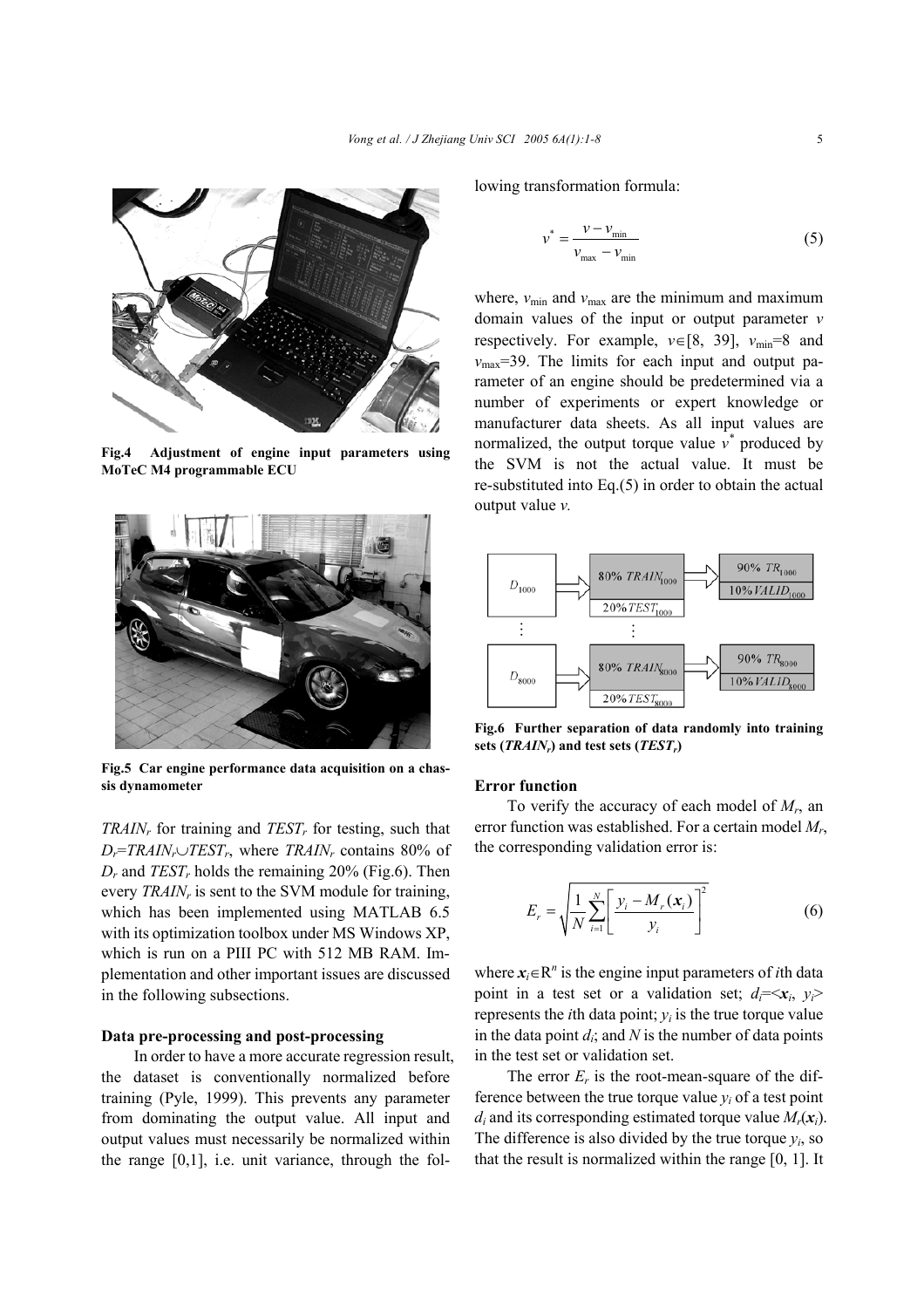Fig.4 Adjustment of engine input parameters using MoTeC M4 programmable ECU

Fig.5 Car engine performance data acquisition on a chassis dynamometer

$TRAIN_r$ for training and $TEST_r$ for testing, such that $D_r$=$TRAIN_r \cup TEST_r$, where $TRAIN_r$ contains 80% of $D_r$ and $TEST_r$ holds the remaining 20% (Fig.6). Then every $TRAIN_r$ is sent to the SVM module for training, which has been implemented using MATLAB 6.5 with its optimization toolbox under MS Windows XP, which is run on a PIII PC with 512 MB RAM. Implementation and other important issues are discussed in the following subsections.

### Data pre-processing and post-processing

In order to have a more accurate regression result, the dataset is conventionally normalized before training (Pyle, 1999). This prevents any parameter from dominating the output value. All input and output values must necessarily be normalized within the range [0,1], i.e. unit variance, through the following transformation formula:

$$v^* = \frac{v - v_{\min}}{v_{\max} - v_{\min}} \tag{5}$$

where, $v_{\min}$ and $v_{\max}$ are the minimum and maximum domain values of the input or output parameter $v$ respectively. For example, $v \in [8, 39]$, $v_{\min}$=8 and $v_{\max}$=39. The limits for each input and output parameter of an engine should be predetermined via a number of experiments or expert knowledge or manufacturer data sheets. As all input values are normalized, the output torque value $v^*$ produced by the SVM is not the actual value. It must be re-substituted into Eq.(5) in order to obtain the actual output value $v$.

Fig.6 Further separation of data randomly into training sets ($TRAIN_r$) and test sets ($TEST_r$)

### Error function

To verify the accuracy of each model of $M_r$, an error function was established. For a certain model $M_r$, the corresponding validation error is:

$$E_r = \sqrt{\frac{1}{N}\sum_{i=1}^{N}\left[\frac{y_i - M_r(\boldsymbol{x}_i)}{y_i}\right]^2} \tag{6}$$

where $\boldsymbol{x}_i \in \mathrm{R}^n$ is the engine input parameters of $i$th data point in a test set or a validation set; $d_i$=<$\boldsymbol{x}_i$, $y_i$> represents the $i$th data point; $y_i$ is the true torque value in the data point $d_i$; and $N$ is the number of data points in the test set or validation set.

The error $E_r$ is the root-mean-square of the difference between the true torque value $y_i$ of a test point $d_i$ and its corresponding estimated torque value $M_r(\boldsymbol{x}_i)$. The difference is also divided by the true torque $y_i$, so that the result is normalized within the range [0, 1]. It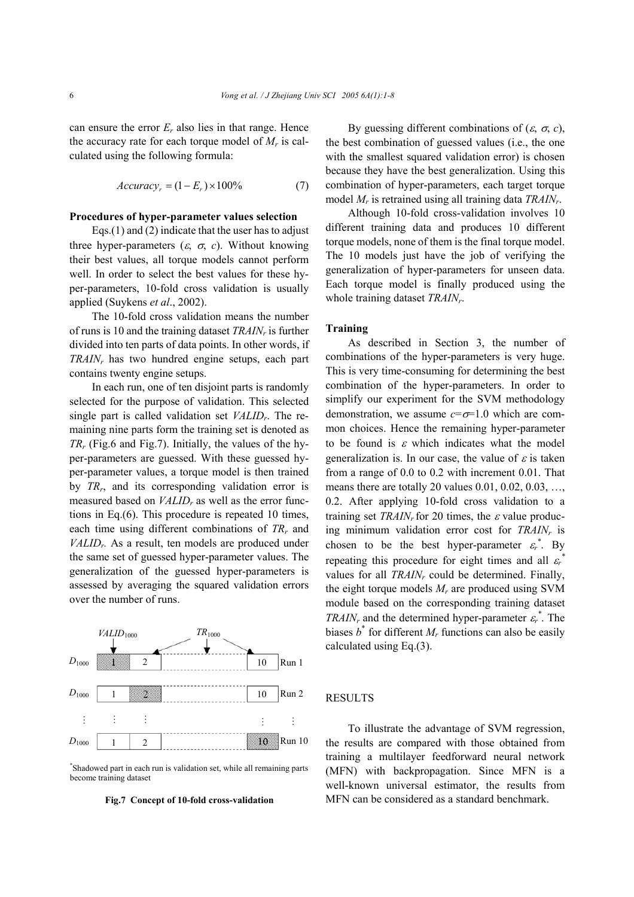can ensure the error $E_r$ also lies in that range. Hence the accuracy rate for each torque model of $M_r$ is calculated using the following formula:

$$Accuracy_r = (1 - E_r) \times 100\% \tag{7}$$

**Procedures of hyper-parameter values selection**

Eqs.(1) and (2) indicate that the user has to adjust three hyper-parameters ($\varepsilon$, $\sigma$, $c$). Without knowing their best values, all torque models cannot perform well. In order to select the best values for these hyper-parameters, 10-fold cross validation is usually applied (Suykens *et al*., 2002).

The 10-fold cross validation means the number of runs is 10 and the training dataset $TRAIN_r$ is further divided into ten parts of data points. In other words, if $TRAIN_r$ has two hundred engine setups, each part contains twenty engine setups.

In each run, one of ten disjoint parts is randomly selected for the purpose of validation. This selected single part is called validation set $VALID_r$. The remaining nine parts form the training set is denoted as $TR_r$ (Fig.6 and Fig.7). Initially, the values of the hyper-parameters are guessed. With these guessed hyper-parameter values, a torque model is then trained by $TR_r$, and its corresponding validation error is measured based on $VALID_r$ as well as the error functions in Eq.(6). This procedure is repeated 10 times, each time using different combinations of $TR_r$ and $VALID_r$. As a result, ten models are produced under the same set of guessed hyper-parameter values. The generalization of the guessed hyper-parameters is assessed by averaging the squared validation errors over the number of runs.

| | | | | | |
|---|---|---|---|---|---|
| $D_{1000}$ | 1 (shadowed, $VALID_{1000}$) | 2 | … ($TR_{1000}$) | 10 | Run 1 |
| $D_{1000}$ | 1 | 2 (shadowed) | … | 10 | Run 2 |
| ⋮ | ⋮ | ⋮ | | ⋮ | ⋮ |
| $D_{1000}$ | 1 | 2 | … | 10 (shadowed) | Run 10 |

*Shadowed part in each run is validation set, while all remaining parts become training dataset

**Fig.7 Concept of 10-fold cross-validation**

By guessing different combinations of ($\varepsilon$, $\sigma$, $c$), the best combination of guessed values (i.e., the one with the smallest squared validation error) is chosen because they have the best generalization. Using this combination of hyper-parameters, each target torque model $M_r$ is retrained using all training data $TRAIN_r$.

Although 10-fold cross-validation involves 10 different training data and produces 10 different torque models, none of them is the final torque model. The 10 models just have the job of verifying the generalization of hyper-parameters for unseen data. Each torque model is finally produced using the whole training dataset $TRAIN_r$.

**Training**

As described in Section 3, the number of combinations of the hyper-parameters is very huge. This is very time-consuming for determining the best combination of the hyper-parameters. In order to simplify our experiment for the SVM methodology demonstration, we assume $c=\sigma=1.0$ which are common choices. Hence the remaining hyper-parameter to be found is $\varepsilon$ which indicates what the model generalization is. In our case, the value of $\varepsilon$ is taken from a range of 0.0 to 0.2 with increment 0.01. That means there are totally 20 values 0.01, 0.02, 0.03, …, 0.2. After applying 10-fold cross validation to a training set $TRAIN_r$ for 20 times, the $\varepsilon$ value producing minimum validation error cost for $TRAIN_r$ is chosen to be the best hyper-parameter $\varepsilon_r^*$. By repeating this procedure for eight times and all $\varepsilon_r^*$ values for all $TRAIN_r$ could be determined. Finally, the eight torque models $M_r$ are produced using SVM module based on the corresponding training dataset $TRAIN_r$ and the determined hyper-parameter $\varepsilon_r^*$. The biases $b^*$ for different $M_r$ functions can also be easily calculated using Eq.(3).

## RESULTS

To illustrate the advantage of SVM regression, the results are compared with those obtained from training a multilayer feedforward neural network (MFN) with backpropagation. Since MFN is a well-known universal estimator, the results from MFN can be considered as a standard benchmark.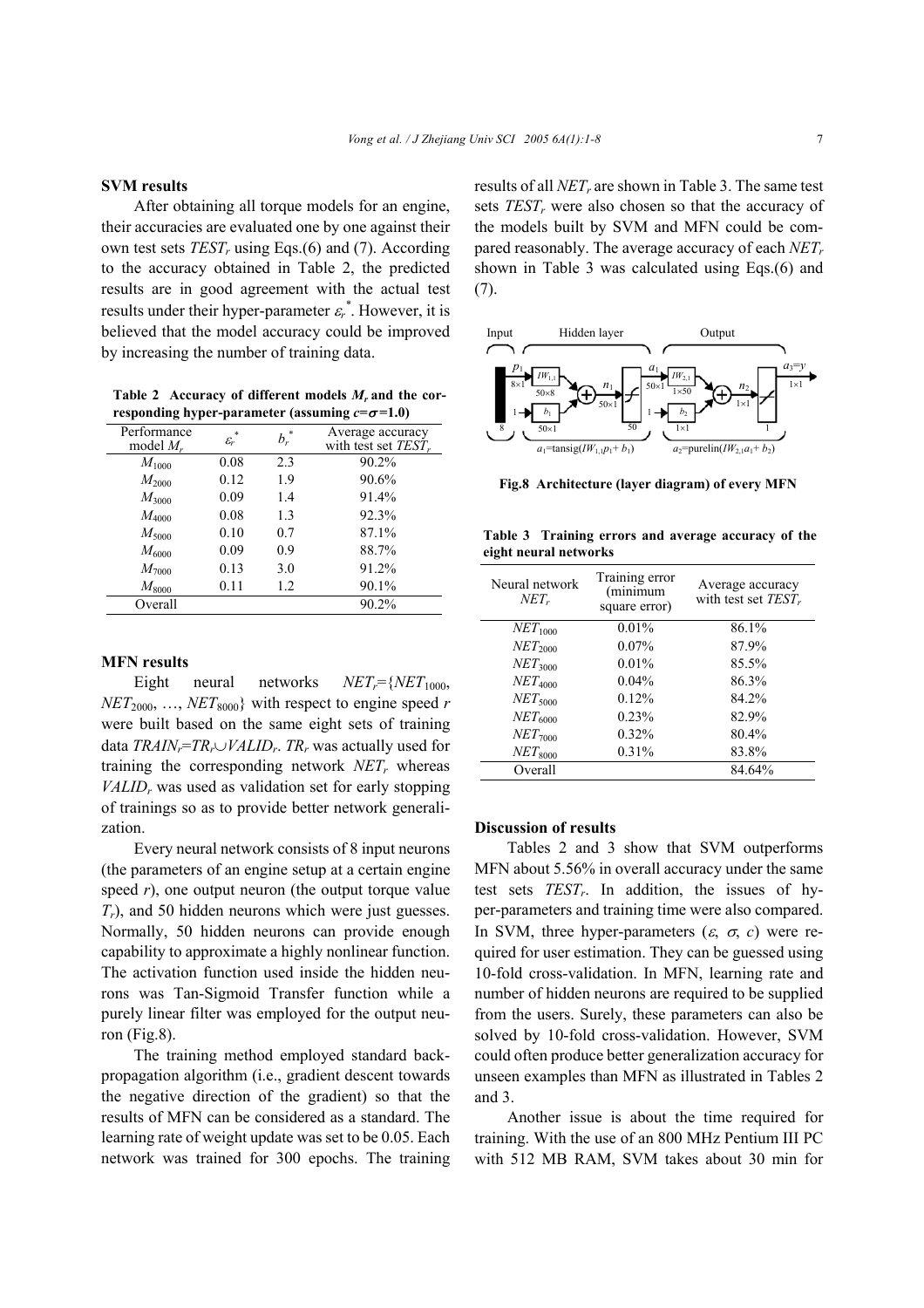### SVM results

After obtaining all torque models for an engine, their accuracies are evaluated one by one against their own test sets $TEST_r$ using Eqs.(6) and (7). According to the accuracy obtained in Table 2, the predicted results are in good agreement with the actual test results under their hyper-parameter $\varepsilon_r^*$. However, it is believed that the model accuracy could be improved by increasing the number of training data.

**Table 2 Accuracy of different models $M_r$ and the corresponding hyper-parameter (assuming $c=\sigma=1.0$)**

| Performance model $M_r$ | $\varepsilon_r^*$ | $b_r^*$ | Average accuracy with test set $TEST_r$ |
|---|---|---|---|
| $M_{1000}$ | 0.08 | 2.3 | 90.2% |
| $M_{2000}$ | 0.12 | 1.9 | 90.6% |
| $M_{3000}$ | 0.09 | 1.4 | 91.4% |
| $M_{4000}$ | 0.08 | 1.3 | 92.3% |
| $M_{5000}$ | 0.10 | 0.7 | 87.1% |
| $M_{6000}$ | 0.09 | 0.9 | 88.7% |
| $M_{7000}$ | 0.13 | 3.0 | 91.2% |
| $M_{8000}$ | 0.11 | 1.2 | 90.1% |
| Overall | | | 90.2% |

### MFN results

Eight neural networks $NET_r$={$NET_{1000}$, $NET_{2000}$, …, $NET_{8000}$} with respect to engine speed $r$ were built based on the same eight sets of training data $TRAIN_r=TR_r\cup VALID_r$. $TR_r$ was actually used for training the corresponding network $NET_r$ whereas $VALID_r$ was used as validation set for early stopping of trainings so as to provide better network generalization.

Every neural network consists of 8 input neurons (the parameters of an engine setup at a certain engine speed $r$), one output neuron (the output torque value $T_r$), and 50 hidden neurons which were just guesses. Normally, 50 hidden neurons can provide enough capability to approximate a highly nonlinear function. The activation function used inside the hidden neurons was Tan-Sigmoid Transfer function while a purely linear filter was employed for the output neuron (Fig.8).

The training method employed standard back-propagation algorithm (i.e., gradient descent towards the negative direction of the gradient) so that the results of MFN can be considered as a standard. The learning rate of weight update was set to be 0.05. Each network was trained for 300 epochs. The training results of all $NET_r$ are shown in Table 3. The same test sets $TEST_r$ were also chosen so that the accuracy of the models built by SVM and MFN could be compared reasonably. The average accuracy of each $NET_r$ shown in Table 3 was calculated using Eqs.(6) and (7).

**Fig.8 Architecture (layer diagram) of every MFN**

**Table 3 Training errors and average accuracy of the eight neural networks**

| Neural network $NET_r$ | Training error (minimum square error) | Average accuracy with test set $TEST_r$ |
|---|---|---|
| $NET_{1000}$ | 0.01% | 86.1% |
| $NET_{2000}$ | 0.07% | 87.9% |
| $NET_{3000}$ | 0.01% | 85.5% |
| $NET_{4000}$ | 0.04% | 86.3% |
| $NET_{5000}$ | 0.12% | 84.2% |
| $NET_{6000}$ | 0.23% | 82.9% |
| $NET_{7000}$ | 0.32% | 80.4% |
| $NET_{8000}$ | 0.31% | 83.8% |
| Overall | | 84.64% |

### Discussion of results

Tables 2 and 3 show that SVM outperforms MFN about 5.56% in overall accuracy under the same test sets $TEST_r$. In addition, the issues of hyper-parameters and training time were also compared. In SVM, three hyper-parameters ($\varepsilon$, $\sigma$, $c$) were required for user estimation. They can be guessed using 10-fold cross-validation. In MFN, learning rate and number of hidden neurons are required to be supplied from the users. Surely, these parameters can also be solved by 10-fold cross-validation. However, SVM could often produce better generalization accuracy for unseen examples than MFN as illustrated in Tables 2 and 3.

Another issue is about the time required for training. With the use of an 800 MHz Pentium III PC with 512 MB RAM, SVM takes about 30 min for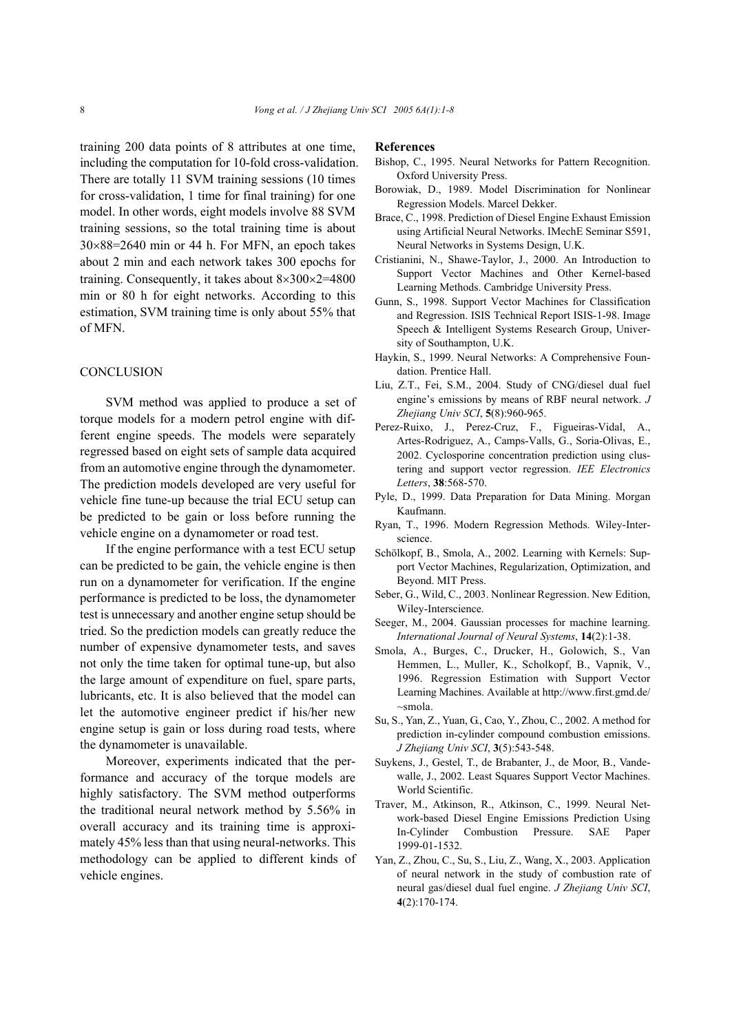training 200 data points of 8 attributes at one time, including the computation for 10-fold cross-validation. There are totally 11 SVM training sessions (10 times for cross-validation, 1 time for final training) for one model. In other words, eight models involve 88 SVM training sessions, so the total training time is about $30\times88=2640$ min or 44 h. For MFN, an epoch takes about 2 min and each network takes 300 epochs for training. Consequently, it takes about $8\times300\times2=4800$ min or 80 h for eight networks. According to this estimation, SVM training time is only about 55% that of MFN.

## CONCLUSION

SVM method was applied to produce a set of torque models for a modern petrol engine with different engine speeds. The models were separately regressed based on eight sets of sample data acquired from an automotive engine through the dynamometer. The prediction models developed are very useful for vehicle fine tune-up because the trial ECU setup can be predicted to be gain or loss before running the vehicle engine on a dynamometer or road test.

If the engine performance with a test ECU setup can be predicted to be gain, the vehicle engine is then run on a dynamometer for verification. If the engine performance is predicted to be loss, the dynamometer test is unnecessary and another engine setup should be tried. So the prediction models can greatly reduce the number of expensive dynamometer tests, and saves not only the time taken for optimal tune-up, but also the large amount of expenditure on fuel, spare parts, lubricants, etc. It is also believed that the model can let the automotive engineer predict if his/her new engine setup is gain or loss during road tests, where the dynamometer is unavailable.

Moreover, experiments indicated that the performance and accuracy of the torque models are highly satisfactory. The SVM method outperforms the traditional neural network method by 5.56% in overall accuracy and its training time is approximately 45% less than that using neural-networks. This methodology can be applied to different kinds of vehicle engines.

## References

Bishop, C., 1995. Neural Networks for Pattern Recognition. Oxford University Press.

Borowiak, D., 1989. Model Discrimination for Nonlinear Regression Models. Marcel Dekker.

Brace, C., 1998. Prediction of Diesel Engine Exhaust Emission using Artificial Neural Networks. IMechE Seminar S591, Neural Networks in Systems Design, U.K.

Cristianini, N., Shawe-Taylor, J., 2000. An Introduction to Support Vector Machines and Other Kernel-based Learning Methods. Cambridge University Press.

Gunn, S., 1998. Support Vector Machines for Classification and Regression. ISIS Technical Report ISIS-1-98. Image Speech & Intelligent Systems Research Group, University of Southampton, U.K.

Haykin, S., 1999. Neural Networks: A Comprehensive Foundation. Prentice Hall.

Liu, Z.T., Fei, S.M., 2004. Study of CNG/diesel dual fuel engine's emissions by means of RBF neural network. *J Zhejiang Univ SCI*, **5**(8):960-965.

Perez-Ruixo, J., Perez-Cruz, F., Figueiras-Vidal, A., Artes-Rodriguez, A., Camps-Valls, G., Soria-Olivas, E., 2002. Cyclosporine concentration prediction using clustering and support vector regression. *IEE Electronics Letters*, **38**:568-570.

Pyle, D., 1999. Data Preparation for Data Mining. Morgan Kaufmann.

Ryan, T., 1996. Modern Regression Methods. Wiley-Interscience.

Schölkopf, B., Smola, A., 2002. Learning with Kernels: Support Vector Machines, Regularization, Optimization, and Beyond. MIT Press.

Seber, G., Wild, C., 2003. Nonlinear Regression. New Edition, Wiley-Interscience.

Seeger, M., 2004. Gaussian processes for machine learning. *International Journal of Neural Systems*, **14**(2):1-38.

Smola, A., Burges, C., Drucker, H., Golowich, S., Van Hemmen, L., Muller, K., Scholkopf, B., Vapnik, V., 1996. Regression Estimation with Support Vector Learning Machines. Available at http://www.first.gmd.de/~smola.

Su, S., Yan, Z., Yuan, G., Cao, Y., Zhou, C., 2002. A method for prediction in-cylinder compound combustion emissions. *J Zhejiang Univ SCI*, **3**(5):543-548.

Suykens, J., Gestel, T., de Brabanter, J., de Moor, B., Vandewalle, J., 2002. Least Squares Support Vector Machines. World Scientific.

Traver, M., Atkinson, R., Atkinson, C., 1999. Neural Network-based Diesel Engine Emissions Prediction Using In-Cylinder Combustion Pressure. SAE Paper 1999-01-1532.

Yan, Z., Zhou, C., Su, S., Liu, Z., Wang, X., 2003. Application of neural network in the study of combustion rate of neural gas/diesel dual fuel engine. *J Zhejiang Univ SCI*, **4**(2):170-174.